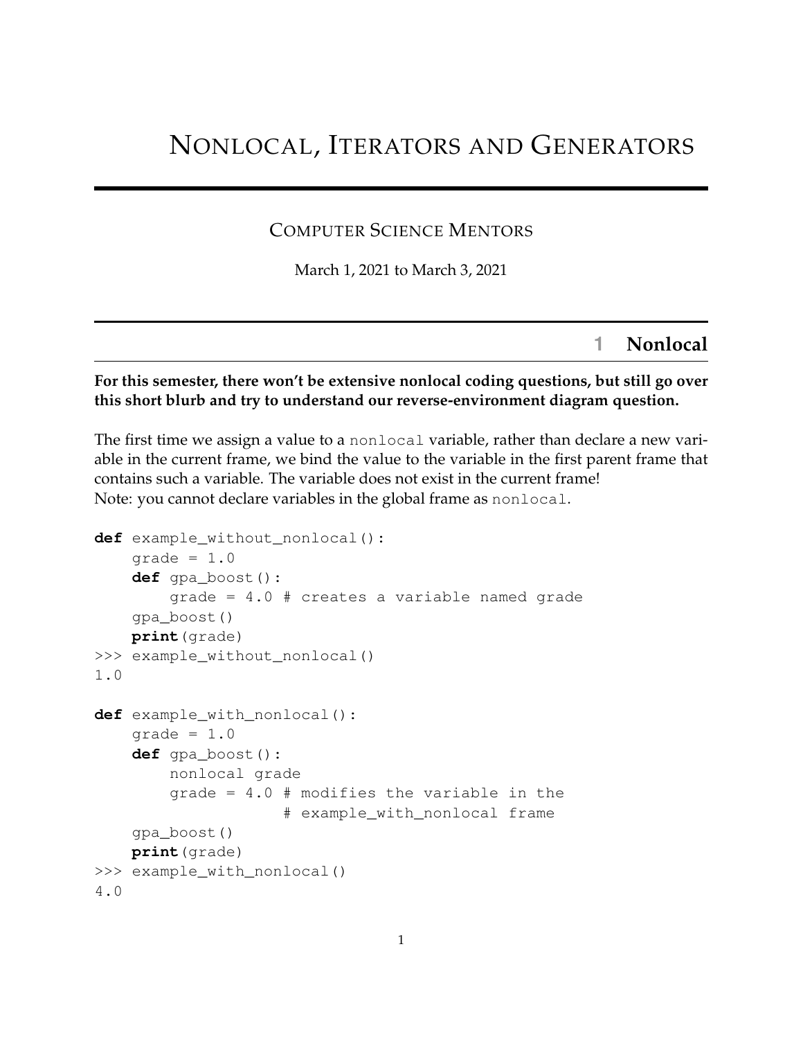# Nonlocal, Iterators and Generators

Computer Science Mentors

March 1, 2021 to March 3, 2021

## 1 Nonlocal

**For this semester, there won't be extensive nonlocal coding questions, but still go over this short blurb and try to understand our reverse-environment diagram question.**

The first time we assign a value to a `nonlocal` variable, rather than declare a new variable in the current frame, we bind the value to the variable in the first parent frame that contains such a variable. The variable does not exist in the current frame!
Note: you cannot declare variables in the global frame as `nonlocal`.

```
def example_without_nonlocal():
    grade = 1.0
    def gpa_boost():
        grade = 4.0 # creates a variable named grade
    gpa_boost()
    print(grade)
>>> example_without_nonlocal()
1.0

def example_with_nonlocal():
    grade = 1.0
    def gpa_boost():
        nonlocal grade
        grade = 4.0 # modifies the variable in the
                    # example_with_nonlocal frame
    gpa_boost()
    print(grade)
>>> example_with_nonlocal()
4.0
```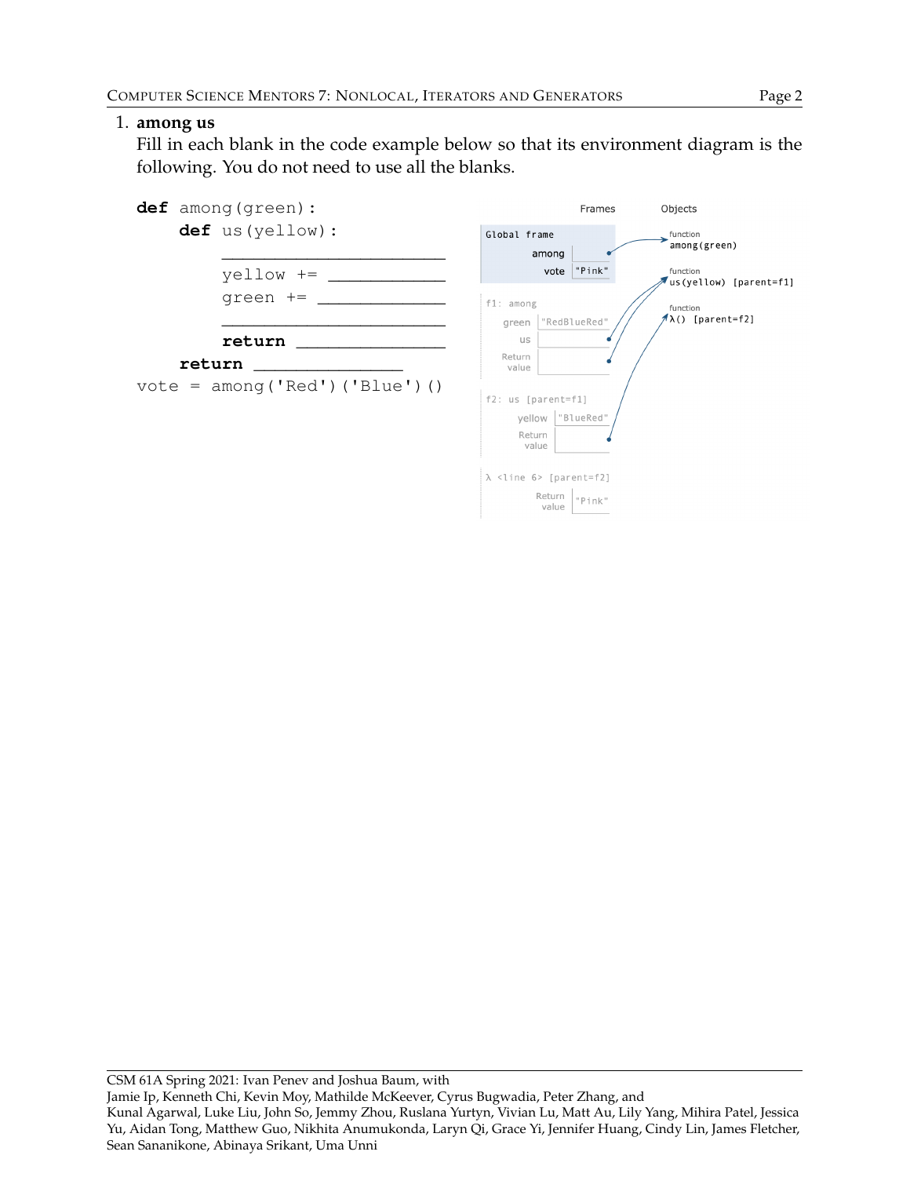1. **among us**

   Fill in each blank in the code example below so that its environment diagram is the following. You do not need to use all the blanks.

```
def among(green):
    def us(yellow):
        ________________________
        yellow += ____________
        green += _____________
        ________________________
        return _______________
    return _______________
vote = among('Red')('Blue')()
```

Frames / Objects

Global frame
- among → function among(green)
- vote: "Pink"

f1: among
- green: "RedBlueRed"
- us → function us(yellow) [parent=f1]
- Return value → function us(yellow) [parent=f1]

f2: us [parent=f1]
- yellow: "BlueRed"
- Return value → function λ() [parent=f2]

λ <line 6> [parent=f2]
- Return value: "Pink"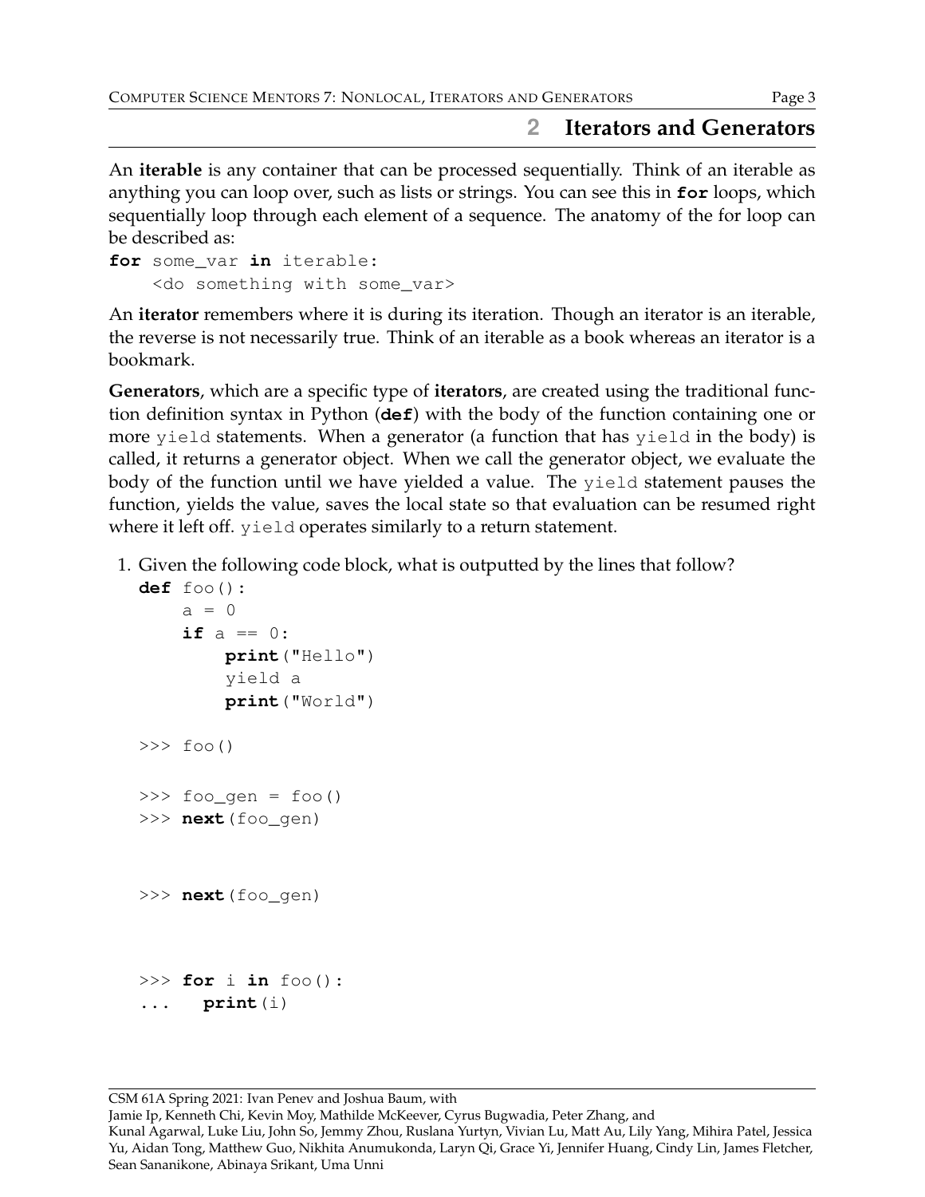## 2 Iterators and Generators

An **iterable** is any container that can be processed sequentially. Think of an iterable as anything you can loop over, such as lists or strings. You can see this in **for** loops, which sequentially loop through each element of a sequence. The anatomy of the for loop can be described as:

```
for some_var in iterable:
    <do something with some_var>
```

An **iterator** remembers where it is during its iteration. Though an iterator is an iterable, the reverse is not necessarily true. Think of an iterable as a book whereas an iterator is a bookmark.

**Generators**, which are a specific type of **iterators**, are created using the traditional function definition syntax in Python (**def**) with the body of the function containing one or more `yield` statements. When a generator (a function that has `yield` in the body) is called, it returns a generator object. When we call the generator object, we evaluate the body of the function until we have yielded a value. The `yield` statement pauses the function, yields the value, saves the local state so that evaluation can be resumed right where it left off. `yield` operates similarly to a return statement.

1. Given the following code block, what is outputted by the lines that follow?

```
def foo():
    a = 0
    if a == 0:
        print("Hello")
        yield a
        print("World")

>>> foo()

>>> foo_gen = foo()
>>> next(foo_gen)



>>> next(foo_gen)



>>> for i in foo():
...     print(i)
```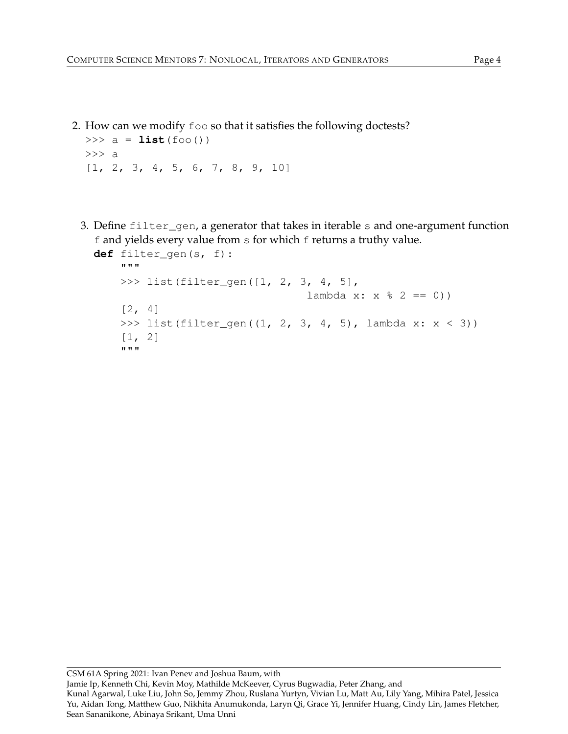2. How can we modify `foo` so that it satisfies the following doctests?

```
>>> a = list(foo())
>>> a
[1, 2, 3, 4, 5, 6, 7, 8, 9, 10]
```

3. Define `filter_gen`, a generator that takes in iterable `s` and one-argument function `f` and yields every value from `s` for which `f` returns a truthy value.

```
def filter_gen(s, f):
    """
    >>> list(filter_gen([1, 2, 3, 4, 5],
                                lambda x: x % 2 == 0))
    [2, 4]
    >>> list(filter_gen((1, 2, 3, 4, 5), lambda x: x < 3))
    [1, 2]
    """
```

CSM 61A Spring 2021: Ivan Penev and Joshua Baum, with
Jamie Ip, Kenneth Chi, Kevin Moy, Mathilde McKeever, Cyrus Bugwadia, Peter Zhang, and
Kunal Agarwal, Luke Liu, John So, Jemmy Zhou, Ruslana Yurtyn, Vivian Lu, Matt Au, Lily Yang, Mihira Patel, Jessica Yu, Aidan Tong, Matthew Guo, Nikhita Anumukonda, Laryn Qi, Grace Yi, Jennifer Huang, Cindy Lin, James Fletcher, Sean Sananikone, Abinaya Srikant, Uma Unni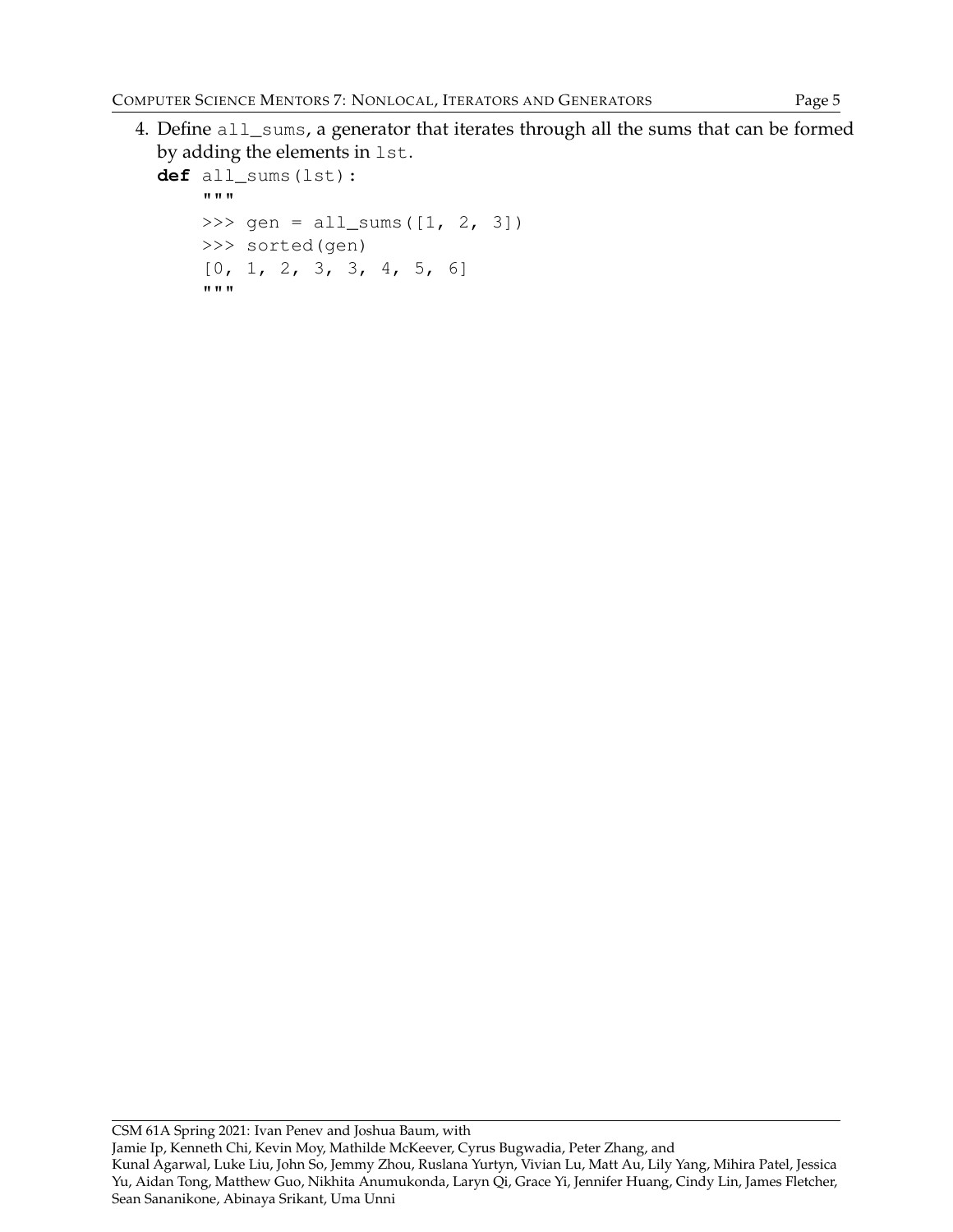4. Define `all_sums`, a generator that iterates through all the sums that can be formed by adding the elements in `lst`.

```
def all_sums(lst):
    """
    >>> gen = all_sums([1, 2, 3])
    >>> sorted(gen)
    [0, 1, 2, 3, 3, 4, 5, 6]
    """
```

CSM 61A Spring 2021: Ivan Penev and Joshua Baum, with
Jamie Ip, Kenneth Chi, Kevin Moy, Mathilde McKeever, Cyrus Bugwadia, Peter Zhang, and
Kunal Agarwal, Luke Liu, John So, Jemmy Zhou, Ruslana Yurtyn, Vivian Lu, Matt Au, Lily Yang, Mihira Patel, Jessica Yu, Aidan Tong, Matthew Guo, Nikhita Anumukonda, Laryn Qi, Grace Yi, Jennifer Huang, Cindy Lin, James Fletcher, Sean Sananikone, Abinaya Srikant, Uma Unni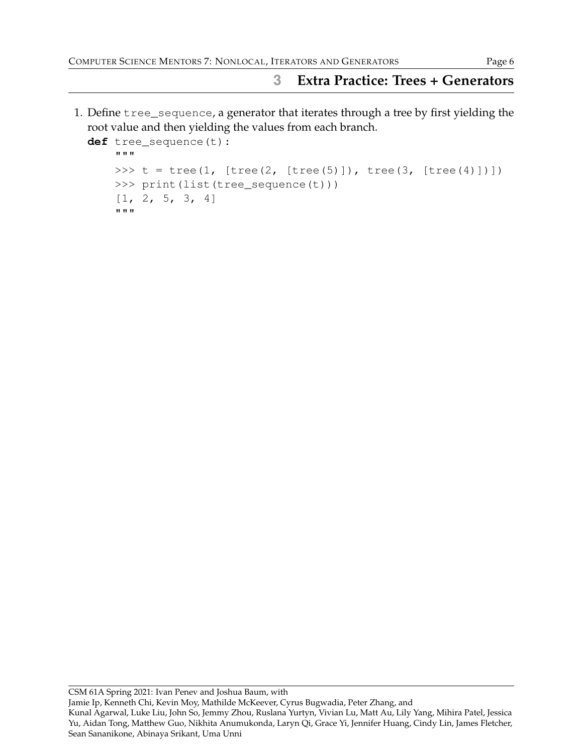## 3 Extra Practice: Trees + Generators

1. Define `tree_sequence`, a generator that iterates through a tree by first yielding the root value and then yielding the values from each branch.

```
def tree_sequence(t):
    """
    >>> t = tree(1, [tree(2, [tree(5)]), tree(3, [tree(4)])])
    >>> print(list(tree_sequence(t)))
    [1, 2, 5, 3, 4]
    """
```

CSM 61A Spring 2021: Ivan Penev and Joshua Baum, with
Jamie Ip, Kenneth Chi, Kevin Moy, Mathilde McKeever, Cyrus Bugwadia, Peter Zhang, and
Kunal Agarwal, Luke Liu, John So, Jemmy Zhou, Ruslana Yurtyn, Vivian Lu, Matt Au, Lily Yang, Mihira Patel, Jessica Yu, Aidan Tong, Matthew Guo, Nikhita Anumukonda, Laryn Qi, Grace Yi, Jennifer Huang, Cindy Lin, James Fletcher, Sean Sananikone, Abinaya Srikant, Uma Unni